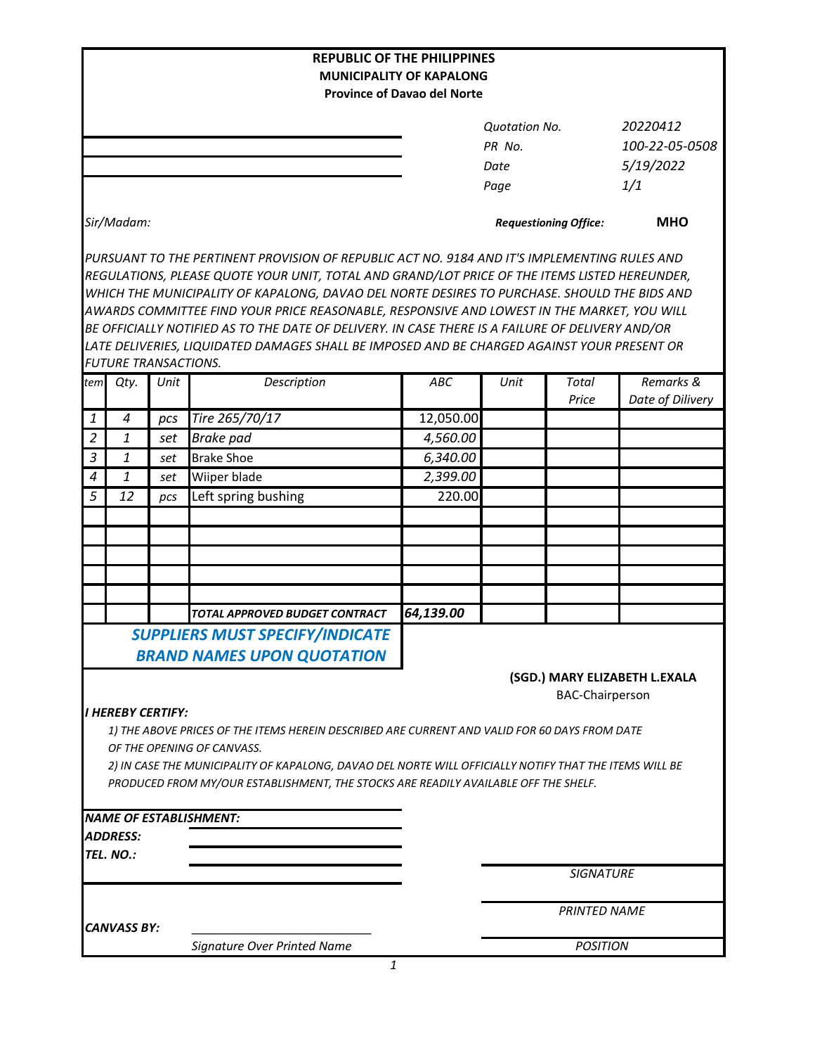**REPUBLIC OF THE PHILIPPINES**
**MUNICIPALITY OF KAPALONG**
**Province of Davao del Norte**

| | |
|---|---|
| *Quotation No.* | *20220412* |
| *PR No.* | *100-22-05-0508* |
| *Date* | *5/19/2022* |
| *Page* | *1/1* |

*Sir/Madam:*

***Requesitioning Office:*** **MHO**

*PURSUANT TO THE PERTINENT PROVISION OF REPUBLIC ACT NO. 9184 AND IT'S IMPLEMENTING RULES AND REGULATIONS, PLEASE QUOTE YOUR UNIT, TOTAL AND GRAND/LOT PRICE OF THE ITEMS LISTED HEREUNDER, WHICH THE MUNICIPALITY OF KAPALONG, DAVAO DEL NORTE DESIRES TO PURCHASE. SHOULD THE BIDS AND AWARDS COMMITTEE FIND YOUR PRICE REASONABLE, RESPONSIVE AND LOWEST IN THE MARKET, YOU WILL BE OFFICIALLY NOTIFIED AS TO THE DATE OF DELIVERY. IN CASE THERE IS A FAILURE OF DELIVERY AND/OR LATE DELIVERIES, LIQUIDATED DAMAGES SHALL BE IMPOSED AND BE CHARGED AGAINST YOUR PRESENT OR FUTURE TRANSACTIONS.*

| *tem* | *Qty.* | *Unit* | *Description* | *ABC* | *Unit* | *Total Price* | *Remarks & Date of Dilivery* |
|---|---|---|---|---|---|---|---|
| *1* | *4* | *pcs* | *Tire 265/70/17* | 12,050.00 | | | |
| *2* | *1* | *set* | *Brake pad* | *4,560.00* | | | |
| *3* | *1* | *set* | Brake Shoe | *6,340.00* | | | |
| *4* | *1* | *set* | Wiiper blade | *2,399.00* | | | |
| *5* | *12* | *pcs* | Left spring bushing | 220.00 | | | |
| | | | | | | | |
| | | | | | | | |
| | | | | | | | |
| | | | | | | | |
| | | | | | | | |
| | | | ***TOTAL APPROVED BUDGET CONTRACT*** | ***64,139.00*** | | | |

***SUPPLIERS MUST SPECIFY/INDICATE BRAND NAMES UPON QUOTATION***

**(SGD.) MARY ELIZABETH L.EXALA**
BAC-Chairperson

***I HEREBY CERTIFY:***

*1) THE ABOVE PRICES OF THE ITEMS HEREIN DESCRIBED ARE CURRENT AND VALID FOR 60 DAYS FROM DATE OF THE OPENING OF CANVASS.*

*2) IN CASE THE MUNICIPALITY OF KAPALONG, DAVAO DEL NORTE WILL OFFICIALLY NOTIFY THAT THE ITEMS WILL BE PRODUCED FROM MY/OUR ESTABLISHMENT, THE STOCKS ARE READILY AVAILABLE OFF THE SHELF.*

***NAME OF ESTABLISHMENT:*** ____________________

***ADDRESS:*** ____________________

***TEL. NO.:*** ____________________

____________________
*SIGNATURE*

____________________
*PRINTED NAME*

***CANVASS BY:*** ____________________
*Signature Over Printed Name*

____________________
*POSITION*